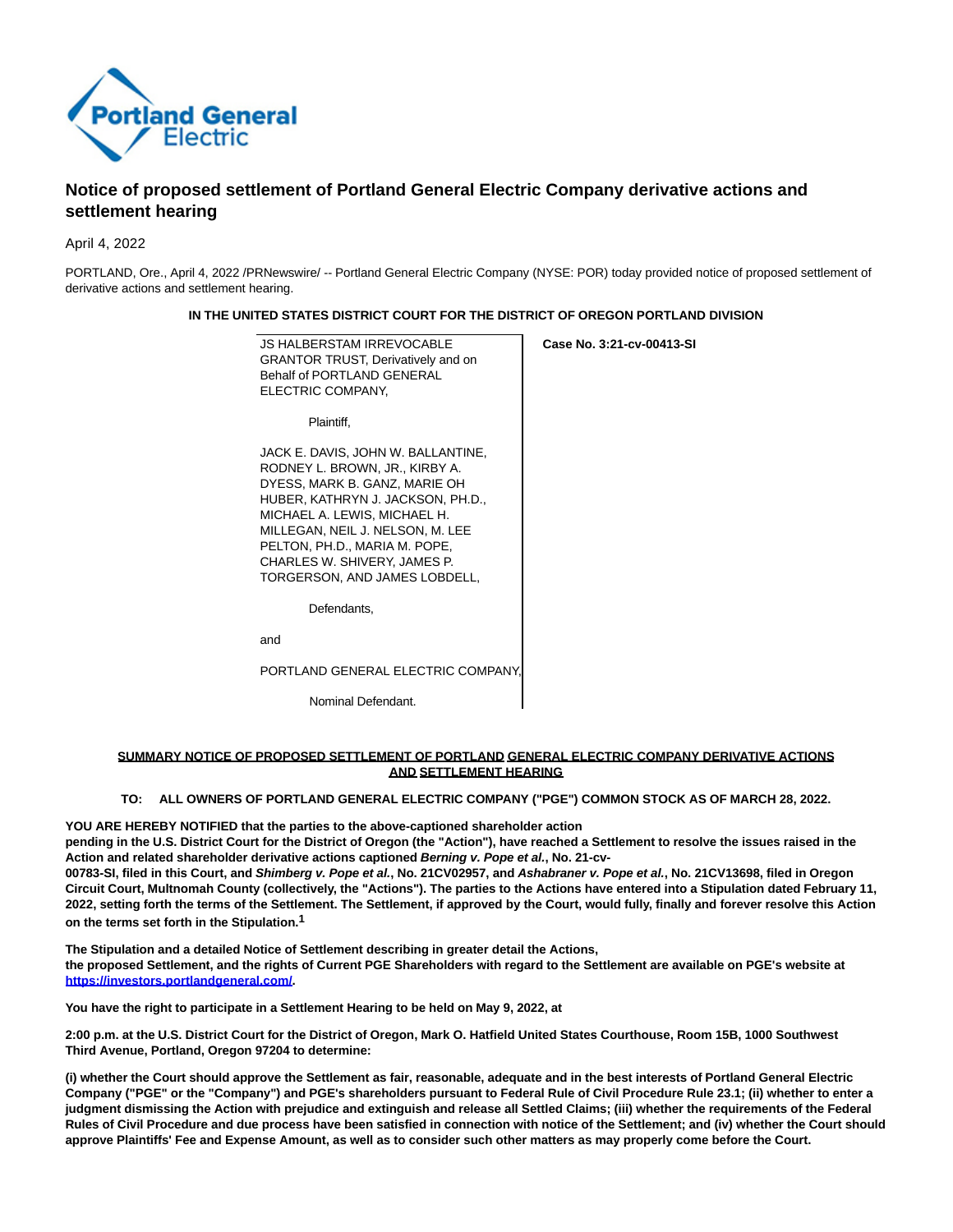# Notice of proposed settlement of Portland General Electric Company derivative actions and settlement hearing

April 4, 2022

PORTLAND, Ore., April 4, 2022 /PRNewswire/ -- Portland General Electric Company (NYSE: POR) today provided notice of proposed settlement of derivative actions and settlement hearing.

**IN THE UNITED STATES DISTRICT COURT FOR THE DISTRICT OF OREGON PORTLAND DIVISION**

| | |
|---|---|
| JS HALBERSTAM IRREVOCABLE GRANTOR TRUST, Derivatively and on Behalf of PORTLAND GENERAL ELECTRIC COMPANY,<br><br>Plaintiff,<br><br>JACK E. DAVIS, JOHN W. BALLANTINE, RODNEY L. BROWN, JR., KIRBY A. DYESS, MARK B. GANZ, MARIE OH HUBER, KATHRYN J. JACKSON, PH.D., MICHAEL A. LEWIS, MICHAEL H. MILLEGAN, NEIL J. NELSON, M. LEE PELTON, PH.D., MARIA M. POPE, CHARLES W. SHIVERY, JAMES P. TORGERSON, AND JAMES LOBDELL,<br><br>Defendants,<br><br>and<br><br>PORTLAND GENERAL ELECTRIC COMPANY,<br><br>Nominal Defendant. | **Case No. 3:21-cv-00413-SI** |

**SUMMARY NOTICE OF PROPOSED SETTLEMENT OF PORTLAND GENERAL ELECTRIC COMPANY DERIVATIVE ACTIONS AND SETTLEMENT HEARING**

**TO: ALL OWNERS OF PORTLAND GENERAL ELECTRIC COMPANY ("PGE") COMMON STOCK AS OF MARCH 28, 2022.**

**YOU ARE HEREBY NOTIFIED that the parties to the above-captioned shareholder action pending in the U.S. District Court for the District of Oregon (the "Action"), have reached a Settlement to resolve the issues raised in the Action and related shareholder derivative actions captioned *Berning v. Pope et al.*, No. 21-cv-00783-SI, filed in this Court, and *Shimberg v. Pope et al.*, No. 21CV02957, and *Ashabraner v. Pope et al.*, No. 21CV13698, filed in Oregon Circuit Court, Multnomah County (collectively, the "Actions"). The parties to the Actions have entered into a Stipulation dated February 11, 2022, setting forth the terms of the Settlement. The Settlement, if approved by the Court, would fully, finally and forever resolve this Action on the terms set forth in the Stipulation.[1]**

**The Stipulation and a detailed Notice of Settlement describing in greater detail the Actions, the proposed Settlement, and the rights of Current PGE Shareholders with regard to the Settlement are available on PGE's website at [https://investors.portlandgeneral.com/](https://investors.portlandgeneral.com/).**

**You have the right to participate in a Settlement Hearing to be held on May 9, 2022, at 2:00 p.m. at the U.S. District Court for the District of Oregon, Mark O. Hatfield United States Courthouse, Room 15B, 1000 Southwest Third Avenue, Portland, Oregon 97204 to determine:**

**(i) whether the Court should approve the Settlement as fair, reasonable, adequate and in the best interests of Portland General Electric Company ("PGE" or the "Company") and PGE's shareholders pursuant to Federal Rule of Civil Procedure Rule 23.1; (ii) whether to enter a judgment dismissing the Action with prejudice and extinguish and release all Settled Claims; (iii) whether the requirements of the Federal Rules of Civil Procedure and due process have been satisfied in connection with notice of the Settlement; and (iv) whether the Court should approve Plaintiffs' Fee and Expense Amount, as well as to consider such other matters as may properly come before the Court.**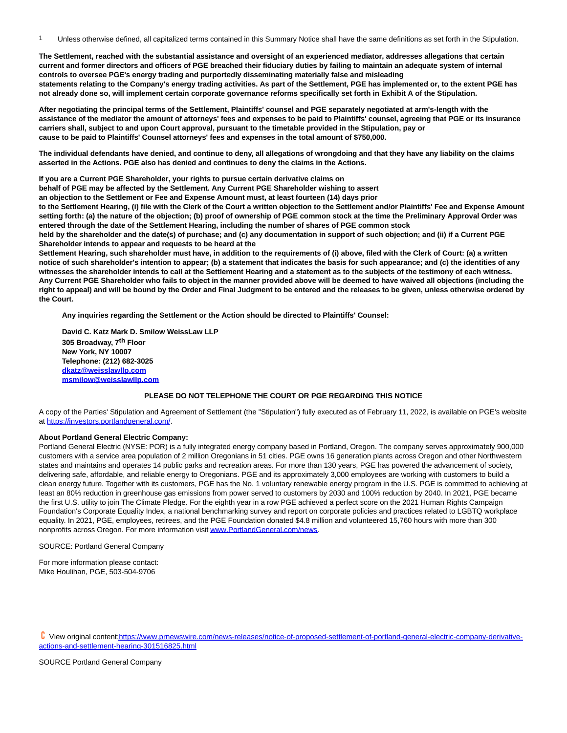[1] Unless otherwise defined, all capitalized terms contained in this Summary Notice shall have the same definitions as set forth in the Stipulation.

**The Settlement, reached with the substantial assistance and oversight of an experienced mediator, addresses allegations that certain current and former directors and officers of PGE breached their fiduciary duties by failing to maintain an adequate system of internal controls to oversee PGE's energy trading and purportedly disseminating materially false and misleading statements relating to the Company's energy trading activities. As part of the Settlement, PGE has implemented or, to the extent PGE has not already done so, will implement certain corporate governance reforms specifically set forth in Exhibit A of the Stipulation.**

**After negotiating the principal terms of the Settlement, Plaintiffs' counsel and PGE separately negotiated at arm's-length with the assistance of the mediator the amount of attorneys' fees and expenses to be paid to Plaintiffs' counsel, agreeing that PGE or its insurance carriers shall, subject to and upon Court approval, pursuant to the timetable provided in the Stipulation, pay or cause to be paid to Plaintiffs' Counsel attorneys' fees and expenses in the total amount of $750,000.**

**The individual defendants have denied, and continue to deny, all allegations of wrongdoing and that they have any liability on the claims asserted in the Actions. PGE also has denied and continues to deny the claims in the Actions.**

**If you are a Current PGE Shareholder, your rights to pursue certain derivative claims on behalf of PGE may be affected by the Settlement. Any Current PGE Shareholder wishing to assert an objection to the Settlement or Fee and Expense Amount must, at least fourteen (14) days prior to the Settlement Hearing, (i) file with the Clerk of the Court a written objection to the Settlement and/or Plaintiffs' Fee and Expense Amount setting forth: (a) the nature of the objection; (b) proof of ownership of PGE common stock at the time the Preliminary Approval Order was entered through the date of the Settlement Hearing, including the number of shares of PGE common stock held by the shareholder and the date(s) of purchase; and (c) any documentation in support of such objection; and (ii) if a Current PGE Shareholder intends to appear and requests to be heard at the Settlement Hearing, such shareholder must have, in addition to the requirements of (i) above, filed with the Clerk of Court: (a) a written notice of such shareholder's intention to appear; (b) a statement that indicates the basis for such appearance; and (c) the identities of any witnesses the shareholder intends to call at the Settlement Hearing and a statement as to the subjects of the testimony of each witness. Any Current PGE Shareholder who fails to object in the manner provided above will be deemed to have waived all objections (including the right to appeal) and will be bound by the Order and Final Judgment to be entered and the releases to be given, unless otherwise ordered by the Court.**

**Any inquiries regarding the Settlement or the Action should be directed to Plaintiffs' Counsel:**

**David C. Katz Mark D. Smilow WeissLaw LLP**
**305 Broadway, 7th Floor**
**New York, NY 10007**
**Telephone: (212) 682-3025**
**dkatz@weisslawllp.com**
**msmilow@weisslawllp.com**

**PLEASE DO NOT TELEPHONE THE COURT OR PGE REGARDING THIS NOTICE**

A copy of the Parties' Stipulation and Agreement of Settlement (the "Stipulation") fully executed as of February 11, 2022, is available on PGE's website at https://investors.portlandgeneral.com/.

**About Portland General Electric Company:**
Portland General Electric (NYSE: POR) is a fully integrated energy company based in Portland, Oregon. The company serves approximately 900,000 customers with a service area population of 2 million Oregonians in 51 cities. PGE owns 16 generation plants across Oregon and other Northwestern states and maintains and operates 14 public parks and recreation areas. For more than 130 years, PGE has powered the advancement of society, delivering safe, affordable, and reliable energy to Oregonians. PGE and its approximately 3,000 employees are working with customers to build a clean energy future. Together with its customers, PGE has the No. 1 voluntary renewable energy program in the U.S. PGE is committed to achieving at least an 80% reduction in greenhouse gas emissions from power served to customers by 2030 and 100% reduction by 2040. In 2021, PGE became the first U.S. utility to join The Climate Pledge. For the eighth year in a row PGE achieved a perfect score on the 2021 Human Rights Campaign Foundation's Corporate Equality Index, a national benchmarking survey and report on corporate policies and practices related to LGBTQ workplace equality. In 2021, PGE, employees, retirees, and the PGE Foundation donated $4.8 million and volunteered 15,760 hours with more than 300 nonprofits across Oregon. For more information visit www.PortlandGeneral.com/news.

SOURCE: Portland General Company

For more information please contact:
Mike Houlihan, PGE, 503-504-9706

View original content:https://www.prnewswire.com/news-releases/notice-of-proposed-settlement-of-portland-general-electric-company-derivative-actions-and-settlement-hearing-301516825.html

SOURCE Portland General Company